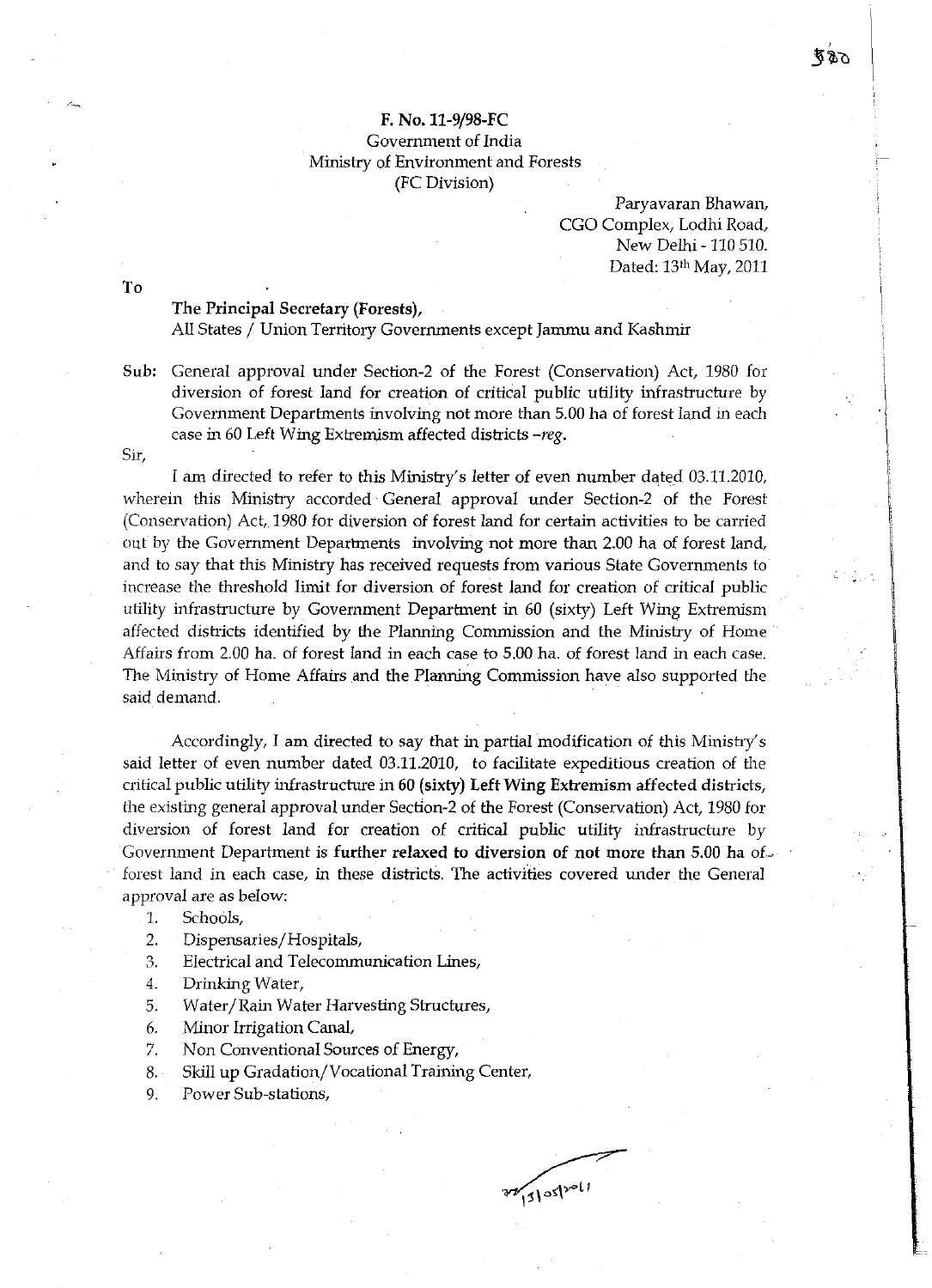**F. No. 11-9/98-FC**
Government of India
Ministry of Environment and Forests
(FC Division)

Paryavaran Bhawan,
CGO Complex, Lodhi Road,
New Delhi - 110 510.
Dated: 13th May, 2011

To

**The Principal Secretary (Forests),**
All States / Union Territory Governments except Jammu and Kashmir

**Sub:** General approval under Section-2 of the Forest (Conservation) Act, 1980 for diversion of forest land for creation of critical public utility infrastructure by Government Departments involving not more than 5.00 ha of forest land in each case in 60 Left Wing Extremism affected districts *–reg.*

Sir,

I am directed to refer to this Ministry's letter of even number dated 03.11.2010, wherein this Ministry accorded General approval under Section-2 of the Forest (Conservation) Act, 1980 for diversion of forest land for certain activities to be carried out by the Government Departments involving not more than 2.00 ha of forest land, and to say that this Ministry has received requests from various State Governments to increase the threshold limit for diversion of forest land for creation of critical public utility infrastructure by Government Department in 60 (sixty) Left Wing Extremism affected districts identified by the Planning Commission and the Ministry of Home Affairs from 2.00 ha. of forest land in each case to 5.00 ha. of forest land in each case. The Ministry of Home Affairs and the Planning Commission have also supported the said demand.

Accordingly, I am directed to say that in partial modification of this Ministry's said letter of even number dated 03.11.2010, to facilitate expeditious creation of the critical public utility infrastructure in **60 (sixty) Left Wing Extremism affected districts**, the existing general approval under Section-2 of the Forest (Conservation) Act, 1980 for diversion of forest land for creation of critical public utility infrastructure by Government Department is **further relaxed to diversion of not more than 5.00 ha** of forest land in each case, in these districts. The activities covered under the General approval are as below:

1. Schools,
2. Dispensaries/Hospitals,
3. Electrical and Telecommunication Lines,
4. Drinking Water,
5. Water/Rain Water Harvesting Structures,
6. Minor Irrigation Canal,
7. Non Conventional Sources of Energy,
8. Skill up Gradation/Vocational Training Center,
9. Power Sub-stations,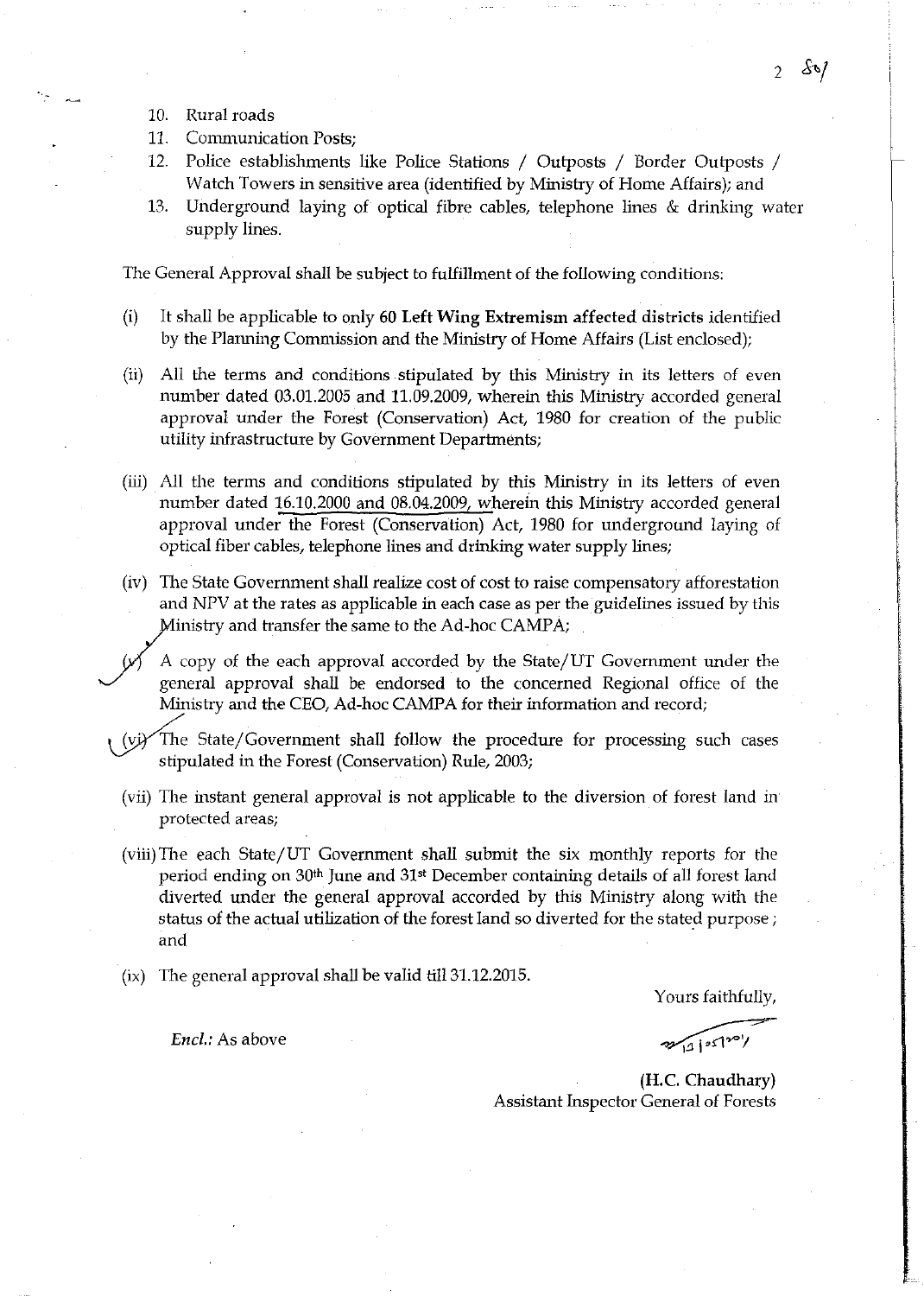10. Rural roads
11. Communication Posts;
12. Police establishments like Police Stations / Outposts / Border Outposts / Watch Towers in sensitive area (identified by Ministry of Home Affairs); and
13. Underground laying of optical fibre cables, telephone lines & drinking water supply lines.

The General Approval shall be subject to fulfillment of the following conditions:

(i) It shall be applicable to only **60 Left Wing Extremism affected districts** identified by the Planning Commission and the Ministry of Home Affairs (List enclosed);

(ii) All the terms and conditions stipulated by this Ministry in its letters of even number dated 03.01.2005 and 11.09.2009, wherein this Ministry accorded general approval under the Forest (Conservation) Act, 1980 for creation of the public utility infrastructure by Government Departments;

(iii) All the terms and conditions stipulated by this Ministry in its letters of even number dated 16.10.2000 and 08.04.2009, wherein this Ministry accorded general approval under the Forest (Conservation) Act, 1980 for underground laying of optical fiber cables, telephone lines and drinking water supply lines;

(iv) The State Government shall realize cost of cost to raise compensatory afforestation and NPV at the rates as applicable in each case as per the guidelines issued by this Ministry and transfer the same to the Ad-hoc CAMPA;

(v) A copy of the each approval accorded by the State/UT Government under the general approval shall be endorsed to the concerned Regional office of the Ministry and the CEO, Ad-hoc CAMPA for their information and record;

(vi) The State/Government shall follow the procedure for processing such cases stipulated in the Forest (Conservation) Rule, 2003;

(vii) The instant general approval is not applicable to the diversion of forest land in protected areas;

(viii) The each State/UT Government shall submit the six monthly reports for the period ending on 30th June and 31st December containing details of all forest land diverted under the general approval accorded by this Ministry along with the status of the actual utilization of the forest land so diverted for the stated purpose; and

(ix) The general approval shall be valid till 31.12.2015.

Yours faithfully,

*Encl.:* As above

**(H.C. Chaudhary)**
Assistant Inspector General of Forests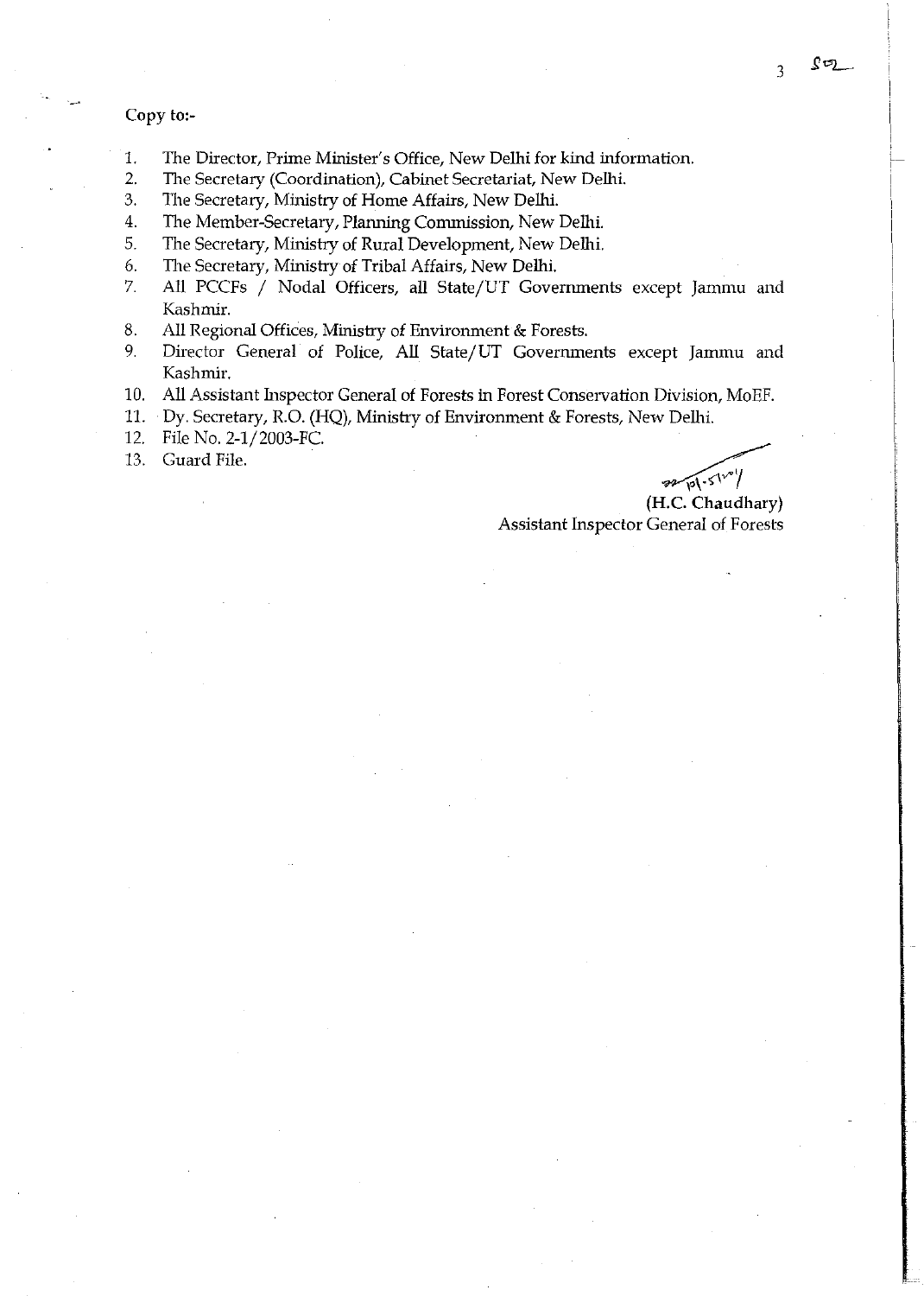Copy to:-

1. The Director, Prime Minister's Office, New Delhi for kind information.
2. The Secretary (Coordination), Cabinet Secretariat, New Delhi.
3. The Secretary, Ministry of Home Affairs, New Delhi.
4. The Member-Secretary, Planning Commission, New Delhi.
5. The Secretary, Ministry of Rural Development, New Delhi.
6. The Secretary, Ministry of Tribal Affairs, New Delhi.
7. All PCCFs / Nodal Officers, all State/UT Governments except Jammu and Kashmir.
8. All Regional Offices, Ministry of Environment & Forests.
9. Director General of Police, All State/UT Governments except Jammu and Kashmir.
10. All Assistant Inspector General of Forests in Forest Conservation Division, MoEF.
11. Dy. Secretary, R.O. (HQ), Ministry of Environment & Forests, New Delhi.
12. File No. 2-1/2003-FC.
13. Guard File.

**(H.C. Chaudhary)**
Assistant Inspector General of Forests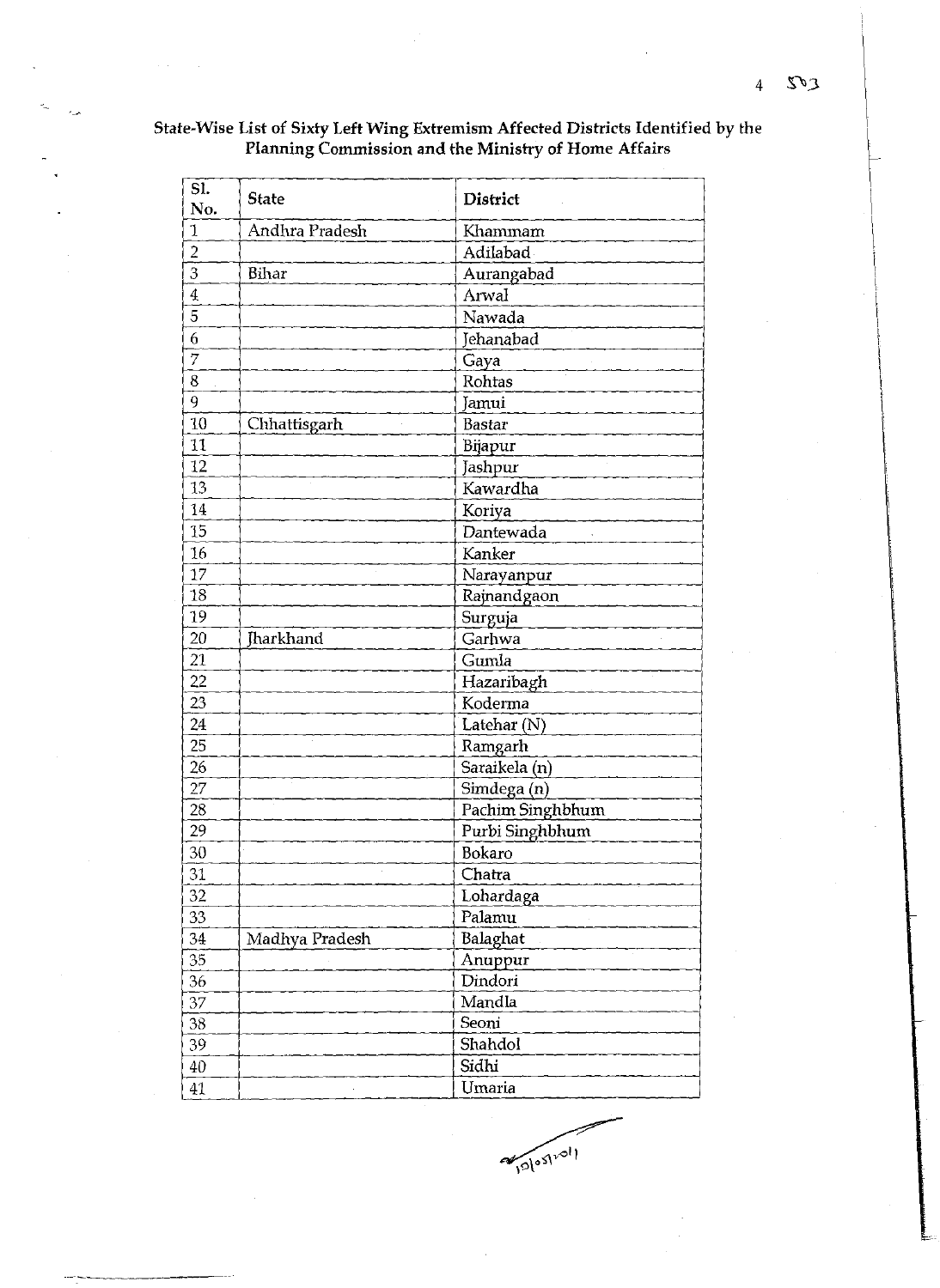**State-Wise List of Sixty Left Wing Extremism Affected Districts Identified by the Planning Commission and the Ministry of Home Affairs**

| Sl. No. | State | District |
|---|---|---|
| 1 | Andhra Pradesh | Khammam |
| 2 | | Adilabad |
| 3 | Bihar | Aurangabad |
| 4 | | Arwal |
| 5 | | Nawada |
| 6 | | Jehanabad |
| 7 | | Gaya |
| 8 | | Rohtas |
| 9 | | Jamui |
| 10 | Chhattisgarh | Bastar |
| 11 | | Bijapur |
| 12 | | Jashpur |
| 13 | | Kawardha |
| 14 | | Koriya |
| 15 | | Dantewada |
| 16 | | Kanker |
| 17 | | Narayanpur |
| 18 | | Rajnandgaon |
| 19 | | Surguja |
| 20 | Jharkhand | Garhwa |
| 21 | | Gumla |
| 22 | | Hazaribagh |
| 23 | | Koderma |
| 24 | | Latehar (N) |
| 25 | | Ramgarh |
| 26 | | Saraikela (n) |
| 27 | | Simdega (n) |
| 28 | | Pachim Singhbhum |
| 29 | | Purbi Singhbhum |
| 30 | | Bokaro |
| 31 | | Chatra |
| 32 | | Lohardaga |
| 33 | | Palamu |
| 34 | Madhya Pradesh | Balaghat |
| 35 | | Anuppur |
| 36 | | Dindori |
| 37 | | Mandla |
| 38 | | Seoni |
| 39 | | Shahdol |
| 40 | | Sidhi |
| 41 | | Umaria |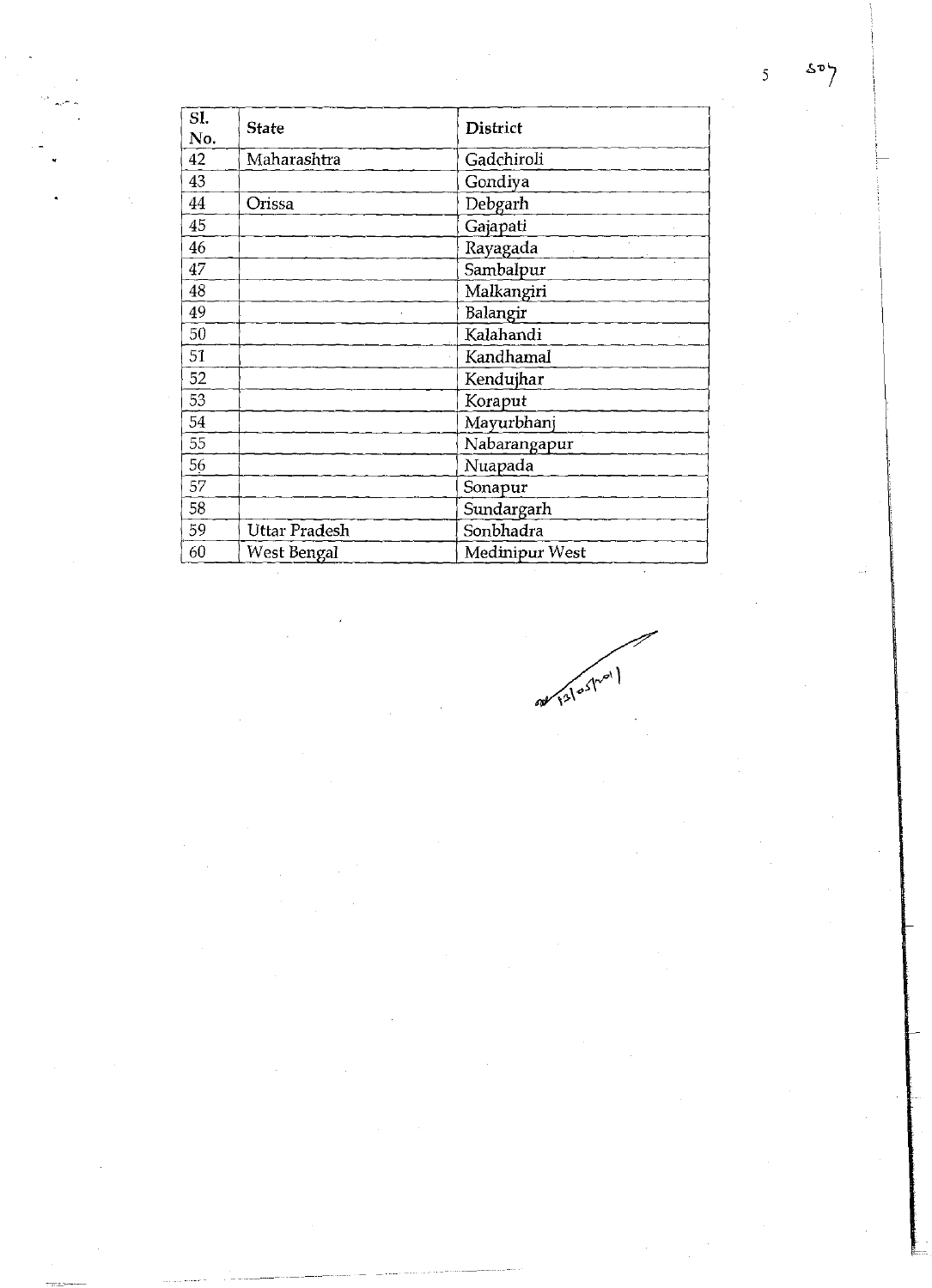| Sl. No. | State | District |
|---|---|---|
| 42 | Maharashtra | Gadchiroli |
| 43 | | Gondiya |
| 44 | Orissa | Debgarh |
| 45 | | Gajapati |
| 46 | | Rayagada |
| 47 | | Sambalpur |
| 48 | | Malkangiri |
| 49 | | Balangir |
| 50 | | Kalahandi |
| 51 | | Kandhamal |
| 52 | | Kendujhar |
| 53 | | Koraput |
| 54 | | Mayurbhanj |
| 55 | | Nabarangapur |
| 56 | | Nuapada |
| 57 | | Sonapur |
| 58 | | Sundargarh |
| 59 | Uttar Pradesh | Sonbhadra |
| 60 | West Bengal | Medinipur West |